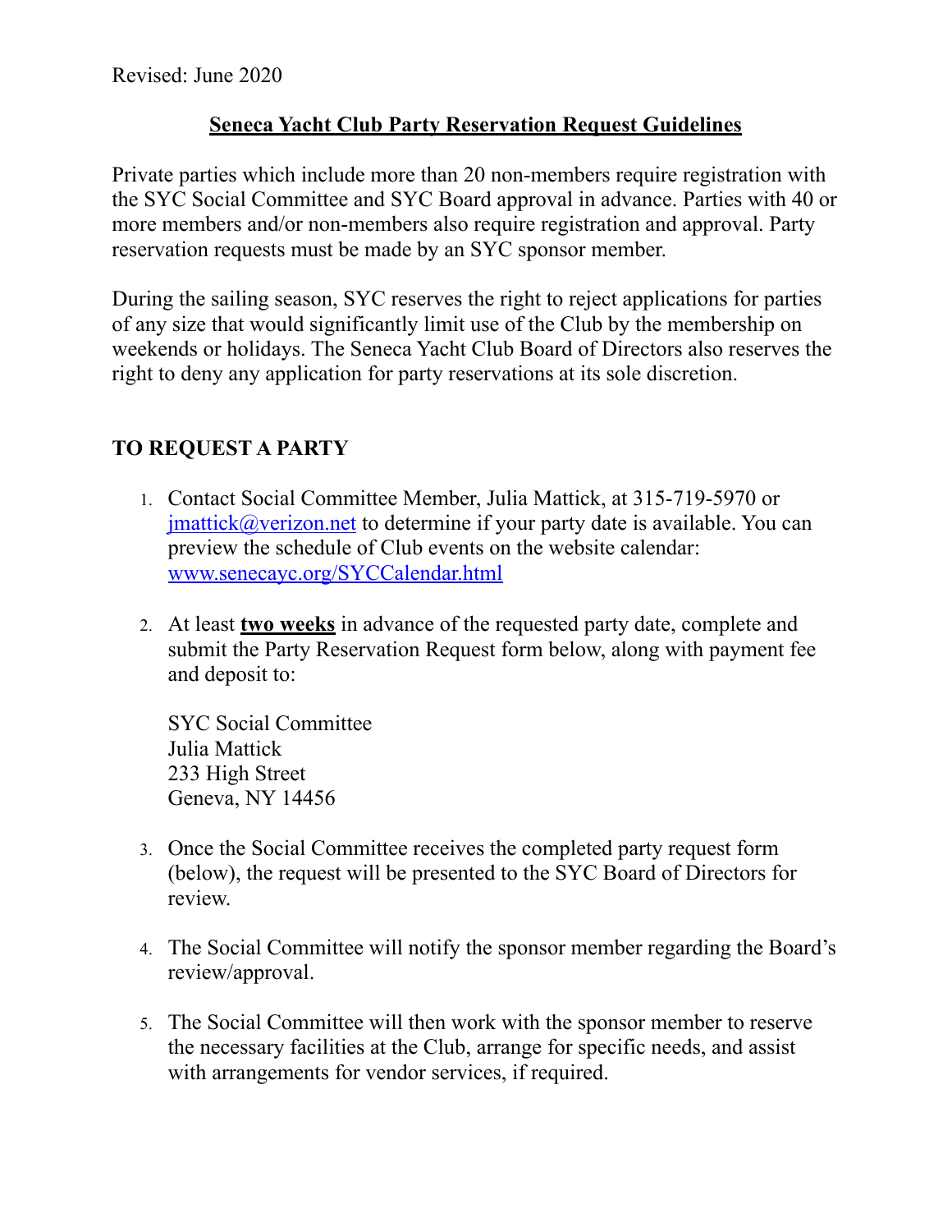Revised: June 2020

# Seneca Yacht Club Party Reservation Request Guidelines

Private parties which include more than 20 non-members require registration with the SYC Social Committee and SYC Board approval in advance. Parties with 40 or more members and/or non-members also require registration and approval. Party reservation requests must be made by an SYC sponsor member.

During the sailing season, SYC reserves the right to reject applications for parties of any size that would significantly limit use of the Club by the membership on weekends or holidays. The Seneca Yacht Club Board of Directors also reserves the right to deny any application for party reservations at its sole discretion.

## TO REQUEST A PARTY

1. Contact Social Committee Member, Julia Mattick, at 315-719-5970 or jmattick@verizon.net to determine if your party date is available. You can preview the schedule of Club events on the website calendar: www.senecayc.org/SYCCalendar.html

2. At least **two weeks** in advance of the requested party date, complete and submit the Party Reservation Request form below, along with payment fee and deposit to:

   SYC Social Committee
   Julia Mattick
   233 High Street
   Geneva, NY 14456

3. Once the Social Committee receives the completed party request form (below), the request will be presented to the SYC Board of Directors for review.

4. The Social Committee will notify the sponsor member regarding the Board's review/approval.

5. The Social Committee will then work with the sponsor member to reserve the necessary facilities at the Club, arrange for specific needs, and assist with arrangements for vendor services, if required.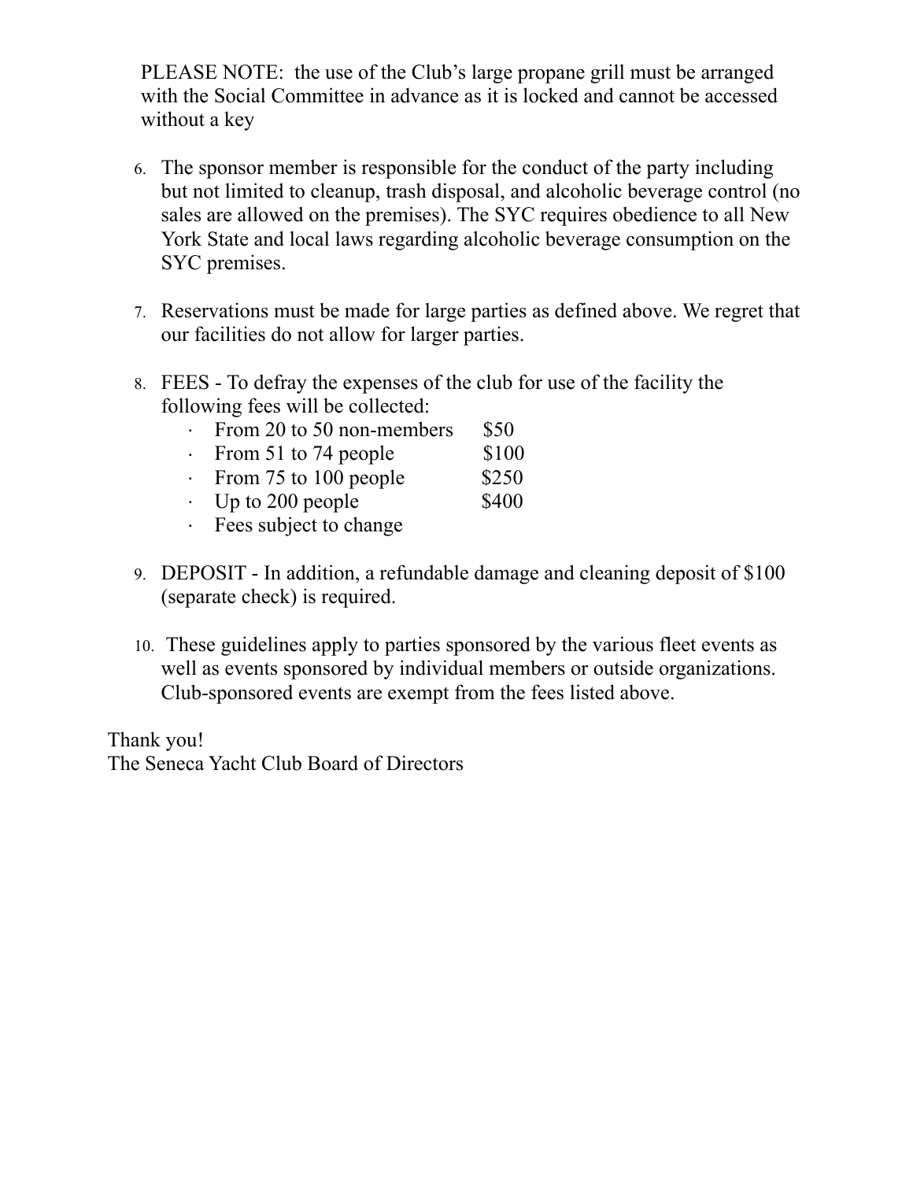PLEASE NOTE: the use of the Club's large propane grill must be arranged with the Social Committee in advance as it is locked and cannot be accessed without a key

6. The sponsor member is responsible for the conduct of the party including but not limited to cleanup, trash disposal, and alcoholic beverage control (no sales are allowed on the premises). The SYC requires obedience to all New York State and local laws regarding alcoholic beverage consumption on the SYC premises.

7. Reservations must be made for large parties as defined above. We regret that our facilities do not allow for larger parties.

8. FEES - To defray the expenses of the club for use of the facility the following fees will be collected:
   - From 20 to 50 non-members $50
   - From 51 to 74 people $100
   - From 75 to 100 people $250
   - Up to 200 people $400
   - Fees subject to change

9. DEPOSIT - In addition, a refundable damage and cleaning deposit of $100 (separate check) is required.

10. These guidelines apply to parties sponsored by the various fleet events as well as events sponsored by individual members or outside organizations. Club-sponsored events are exempt from the fees listed above.

Thank you!
The Seneca Yacht Club Board of Directors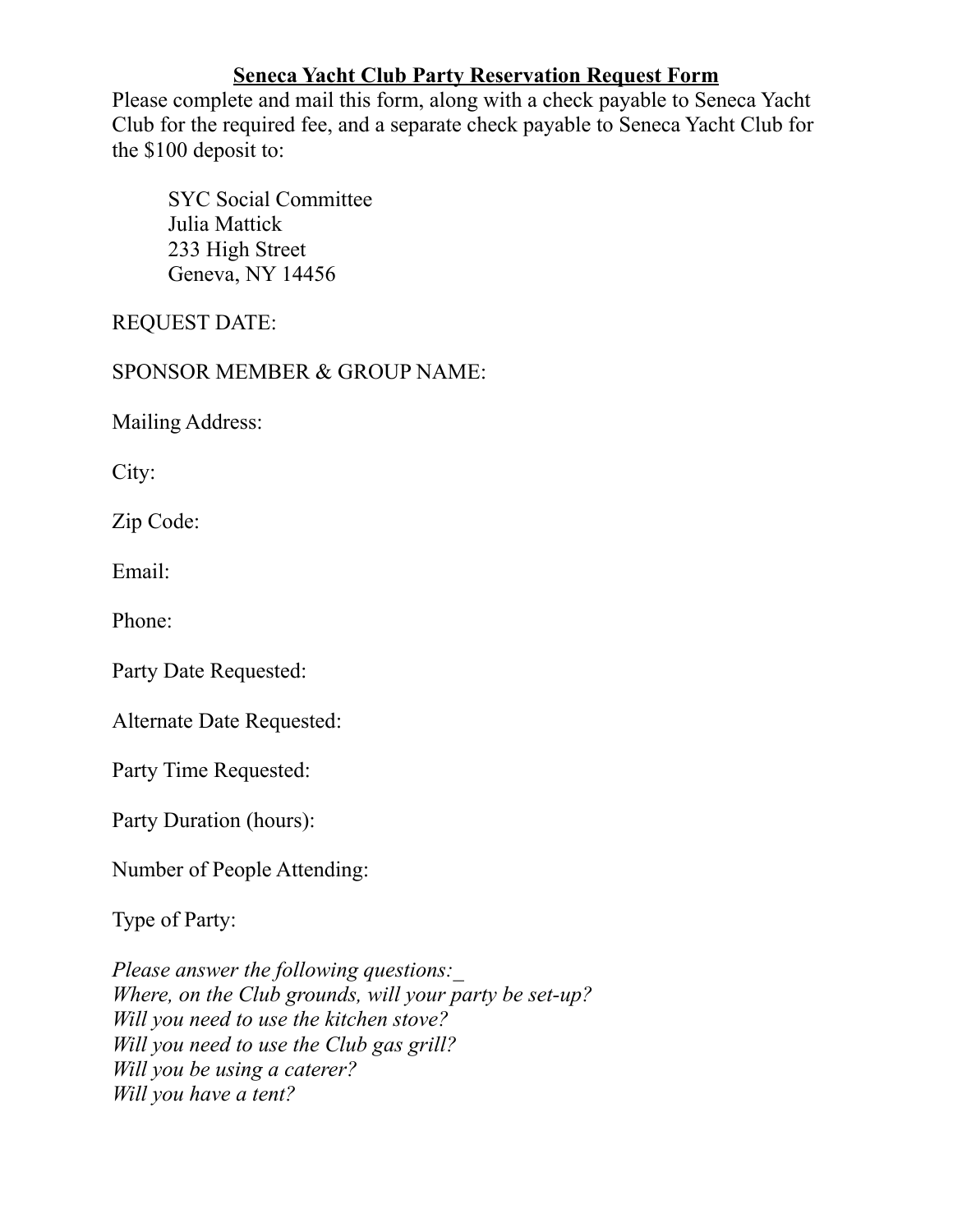**Seneca Yacht Club Party Reservation Request Form**

Please complete and mail this form, along with a check payable to Seneca Yacht Club for the required fee, and a separate check payable to Seneca Yacht Club for the $100 deposit to:

SYC Social Committee
Julia Mattick
233 High Street
Geneva, NY 14456

REQUEST DATE:

SPONSOR MEMBER & GROUP NAME:

Mailing Address:

City:

Zip Code:

Email:

Phone:

Party Date Requested:

Alternate Date Requested:

Party Time Requested:

Party Duration (hours):

Number of People Attending:

Type of Party:

*Please answer the following questions:_*
*Where, on the Club grounds, will your party be set-up?*
*Will you need to use the kitchen stove?*
*Will you need to use the Club gas grill?*
*Will you be using a caterer?*
*Will you have a tent?*